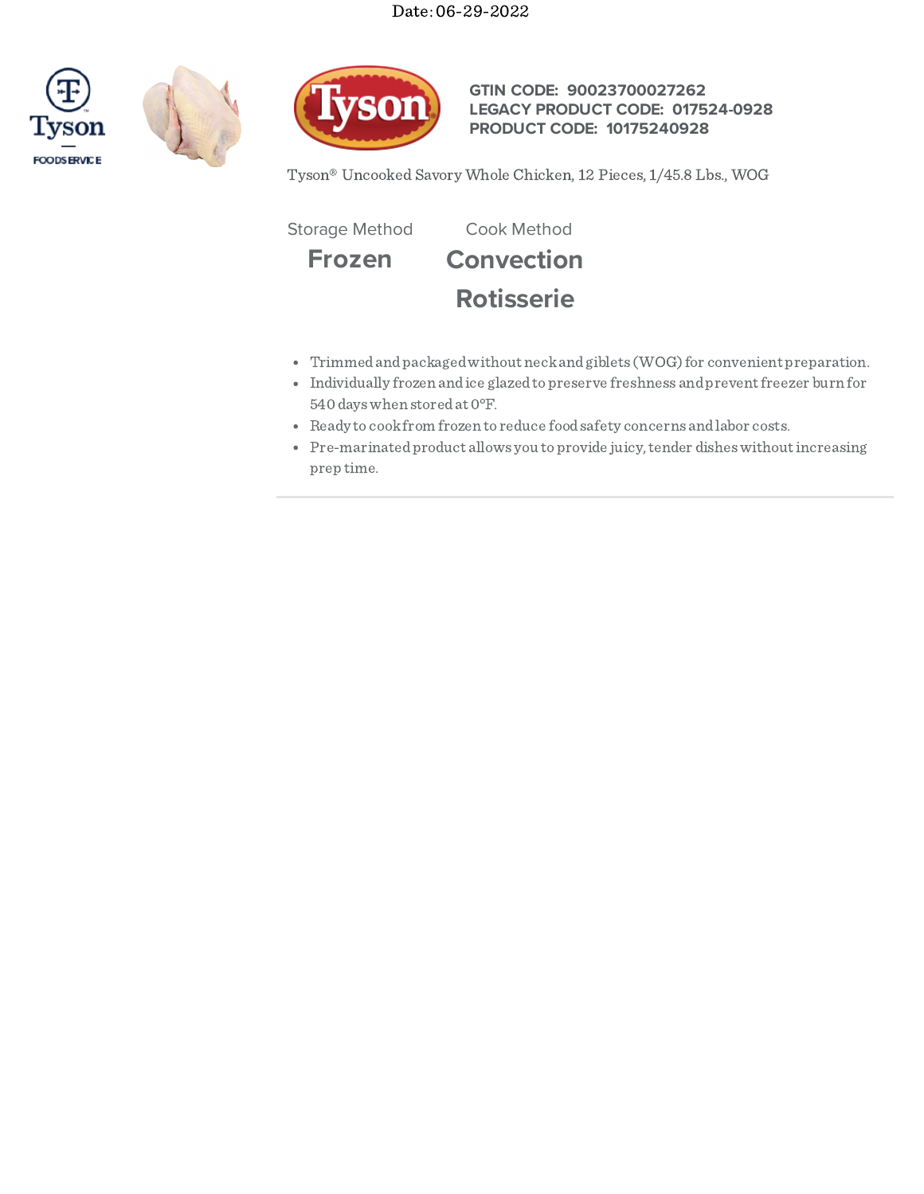Date: 06-29-2022

**GTIN CODE: 90023700027262**
**LEGACY PRODUCT CODE: 017524-0928**
**PRODUCT CODE: 10175240928**

Tyson® Uncooked Savory Whole Chicken, 12 Pieces, 1/45.8 Lbs., WOG

| Storage Method | Cook Method |
|---|---|
| **Frozen** | **Convection** |
| | **Rotisserie** |

- Trimmed and packaged without neck and giblets (WOG) for convenient preparation.
- Individually frozen and ice glazed to preserve freshness and prevent freezer burn for 540 days when stored at 0°F.
- Ready to cook from frozen to reduce food safety concerns and labor costs.
- Pre-marinated product allows you to provide juicy, tender dishes without increasing prep time.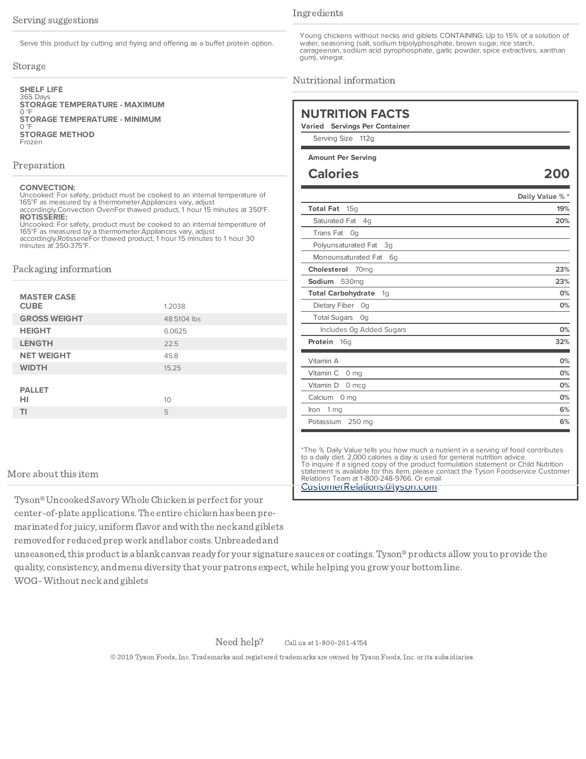## Serving suggestions

Serve this product by cutting and frying and offering as a buffet protein option.

## Storage

**SHELF LIFE**
365 Days
**STORAGE TEMPERATURE - MAXIMUM**
0 °F
**STORAGE TEMPERATURE - MINIMUM**
0 °F
**STORAGE METHOD**
Frozen

## Preparation

**CONVECTION:**
Uncooked: For safety, product must be cooked to an internal temperature of 165°F as measured by a thermometer.Appliances vary, adjust accordingly.Convection OvenFor thawed product, 1 hour 15 minutes at 350°F.
**ROTISSERIE:**
Uncooked: For safety, product must be cooked to an internal temperature of 165°F as measured by a thermometer.Appliances vary, adjust accordingly.RotisserieFor thawed product, 1 hour 15 minutes to 1 hour 30 minutes at 350-375°F.

## Packaging information

| | |
|---|---|
| **MASTER CASE** | |
| **CUBE** | 1.2038 |
| **GROSS WEIGHT** | 48.5104 lbs |
| **HEIGHT** | 6.0625 |
| **LENGTH** | 22.5 |
| **NET WEIGHT** | 45.8 |
| **WIDTH** | 15.25 |
| **PALLET** | |
| **HI** | 10 |
| **TI** | 5 |

## Ingredients

Young chickens without necks and giblets CONTAINING: Up to 15% of a solution of water, seasoning (salt, sodium tripolyphosphate, brown sugar, rice starch, carrageenan, sodium acid pyrophosphate, garlic powder, spice extractives, xanthan gum), vinegar.

## Nutritional information

### NUTRITION FACTS

**Varied Servings Per Container**

Serving Size 112g

**Amount Per Serving**

| | |
|---|---|
| **Calories** | **200** |
| | **Daily Value % *** |
| **Total Fat** 15g | **19%** |
| Saturated Fat 4g | **20%** |
| Trans Fat 0g | |
| Polyunsaturated Fat 3g | |
| Monounsaturated Fat 6g | |
| **Cholesterol** 70mg | **23%** |
| **Sodium** 530mg | **23%** |
| **Total Carbohydrate** 1g | **0%** |
| Dietary Fiber 0g | **0%** |
| Total Sugars 0g | |
| Includes 0g Added Sugars | **0%** |
| **Protein** 16g | **32%** |
| Vitamin A | **0%** |
| Vitamin C 0 mg | **0%** |
| Vitamin D 0 mcg | **0%** |
| Calcium 0 mg | **0%** |
| Iron 1 mg | **6%** |
| Potassium 250 mg | **6%** |

*The % Daily Value tells you how much a nutrient in a serving of food contributes to a daily diet. 2,000 calories a day is used for general nutrition advice.
To inquire if a signed copy of the product formulation statement or Child Nutrition statement is available for this item, please contact the Tyson Foodservice Customer Relations Team at 1-800-248-9766. Or email CustomerRelations@tyson.com.

## More about this item

Tyson® Uncooked Savory Whole Chicken is perfect for your center-of-plate applications. The entire chicken has been pre-marinated for juicy, uniform flavor and with the neck and giblets removed for reduced prep work and labor costs. Unbreaded and unseasoned, this product is a blank canvas ready for your signature sauces or coatings. Tyson® products allow you to provide the quality, consistency, and menu diversity that your patrons expect, while helping you grow your bottom line.
WOG- Without neck and giblets

Need help? Call us at 1-800-261-4754

© 2019 Tyson Foods, Inc. Trademarks and registered trademarks are owned by Tyson Foods, Inc. or its subsidiaries.